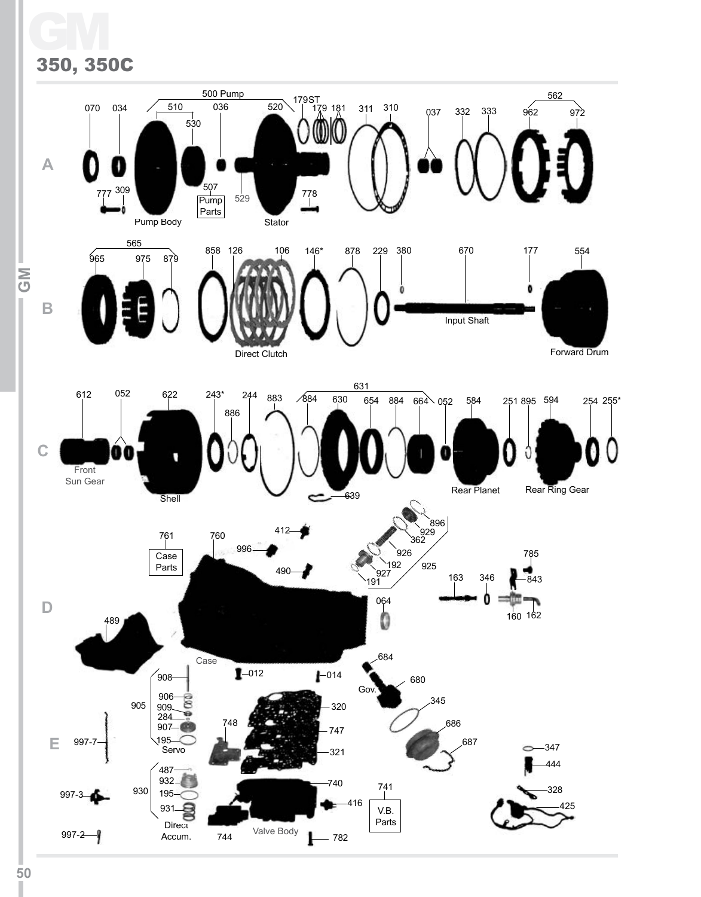# GM

## 350, 350C

### A

070, 034, 500 Pump, 510, 530, 036, 520, 179ST, 179, 181, 311, 310, 037, 332, 333, 562, 962, 972

777, 309, Pump Body, 507 Pump Parts, 529, 778, Stator

### B

565, 965, 975, 879, 858, 126, 106, 146*, 878, 229, 380, 670, 177, 554

Direct Clutch, Input Shaft, Forward Drum

### C

612, 052, 622, 243*, 244, 886, 883, 631, 884, 630, 654, 884, 664, 052, 584, 251, 895, 594, 254, 255*

Front Sun Gear, Shell, 639, Rear Planet, Rear Ring Gear

### D

761 Case Parts, 760, 996, 412, 490, 896, 929, 362, 926, 192, 927, 191, 925, 785, 163, 346, 843, 160, 162, 064, 489, Case

### E

908, 906, 909, 284, 907, 195, 905, Servo, 997-7, 012, 014, 320, 747, 321, 748, 684, 680, Gov., 345, 686, 687, 347, 444

487, 932, 195, 931, 930, Direct Accum., 997-3, 997-2, 740, 416, 744, Valve Body, 782, 741 V.B. Parts, 328, 425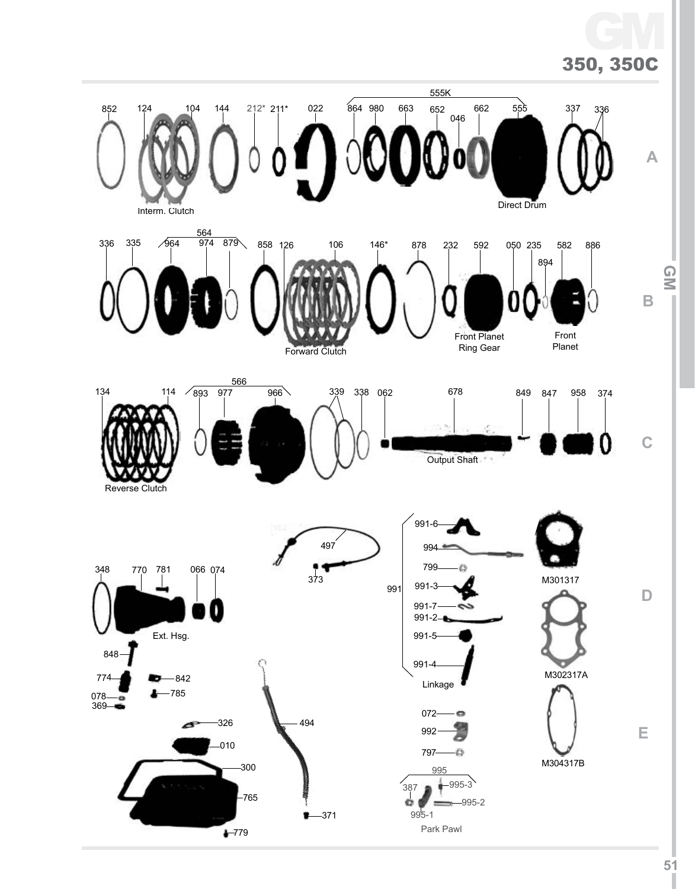# GM

## 350, 350C

### A

852 124 104 144 212* 211* 022 555K 864 980 663 652 046 662 555 337 336

Interm. Clutch

Direct Drum

### B

336 335 564 964 974 879 858 126 106 146* 878 232 592 050 235 894 582 886

Forward Clutch

Front Planet Ring Gear

Front Planet

### C

134 114 566 893 977 966 339 338 062 678 849 847 958 374

Reverse Clutch

Output Shaft

### D

348 770 781 066 074

Ext. Hsg.

848 774 842 785 078 369

497 373

991 991-6 994 799 991-3 991-7 991-2 991-5 991-4

Linkage

M301317

M302317A

### E

326 010 300 765 779

494 371

072 992 797

995 387 995-3 995-2 995-1

Park Pawl

M304317B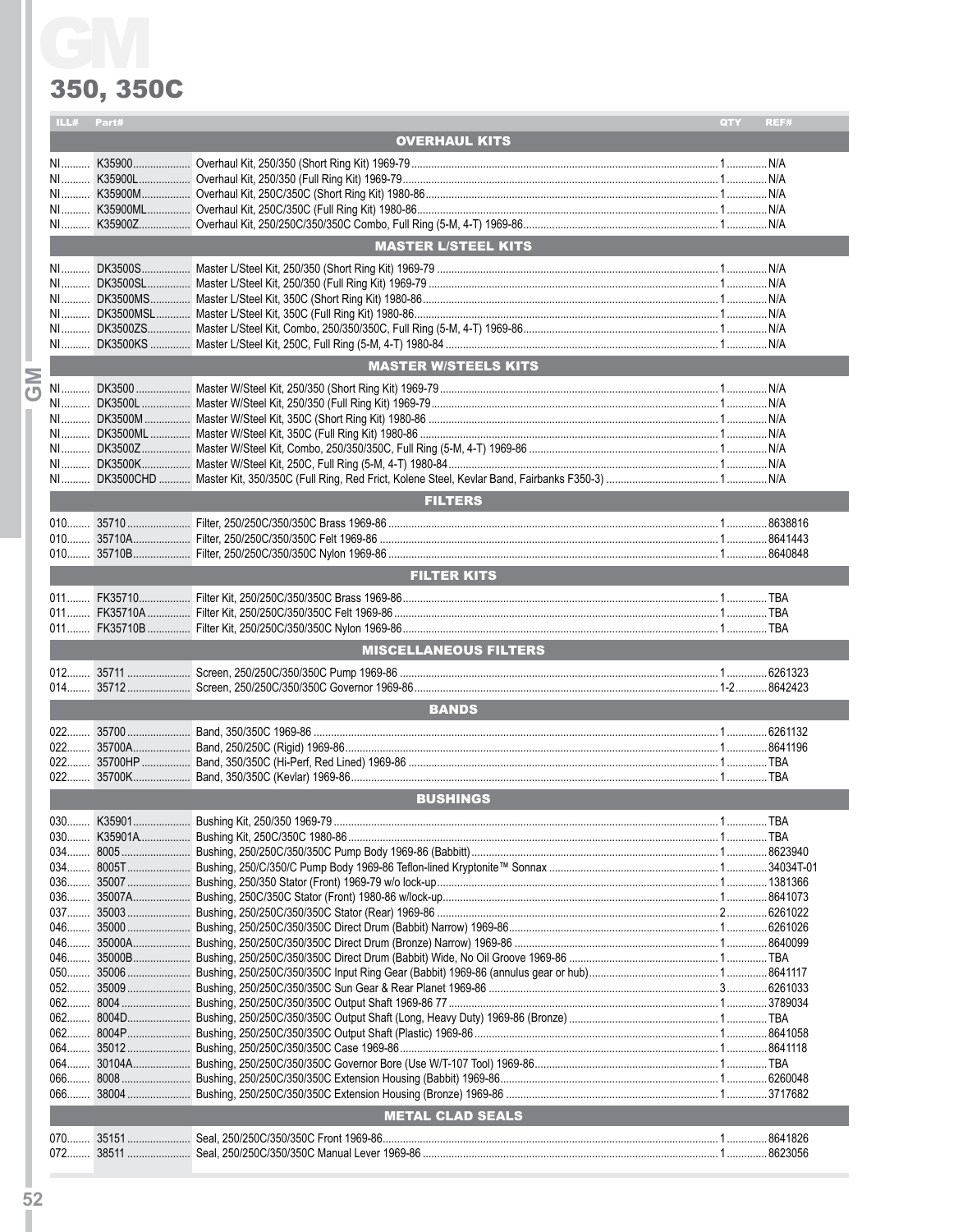# GM

## 350, 350C

| ILL# | Part# | | QTY | REF# |
|---|---|---|---|---|
| | | **OVERHAUL KITS** | | |
| NI | K35900 | Overhaul Kit, 250/350 (Short Ring Kit) 1969-79 | 1 | N/A |
| NI | K35900L | Overhaul Kit, 250/350 (Full Ring Kit) 1969-79 | 1 | N/A |
| NI | K35900M | Overhaul Kit, 250C/350C (Short Ring Kit) 1980-86 | 1 | N/A |
| NI | K35900ML | Overhaul Kit, 250C/350C (Full Ring Kit) 1980-86 | 1 | N/A |
| NI | K35900Z | Overhaul Kit, 250/250C/350/350C Combo, Full Ring (5-M, 4-T) 1969-86 | 1 | N/A |
| | | **MASTER L/STEEL KITS** | | |
| NI | DK3500S | Master L/Steel Kit, 250/350 (Short Ring Kit) 1969-79 | 1 | N/A |
| NI | DK3500SL | Master L/Steel Kit, 250/350 (Full Ring Kit) 1969-79 | 1 | N/A |
| NI | DK3500MS | Master L/Steel Kit, 350C (Short Ring Kit) 1980-86 | 1 | N/A |
| NI | DK3500MSL | Master L/Steel Kit, 350C (Full Ring Kit) 1980-86 | 1 | N/A |
| NI | DK3500ZS | Master L/Steel Kit, Combo, 250/350/350C, Full Ring (5-M, 4-T) 1969-86 | 1 | N/A |
| NI | DK3500KS | Master L/Steel Kit, 250C, Full Ring (5-M, 4-T) 1980-84 | 1 | N/A |
| | | **MASTER W/STEELS KITS** | | |
| NI | DK3500 | Master W/Steel Kit, 250/350 (Short Ring Kit) 1969-79 | 1 | N/A |
| NI | DK3500L | Master W/Steel Kit, 250/350 (Full Ring Kit) 1969-79 | 1 | N/A |
| NI | DK3500M | Master W/Steel Kit, 350C (Short Ring Kit) 1980-86 | 1 | N/A |
| NI | DK3500ML | Master W/Steel Kit, 350C (Full Ring Kit) 1980-86 | 1 | N/A |
| NI | DK3500Z | Master W/Steel Kit, Combo, 250/350/350C, Full Ring (5-M, 4-T) 1969-86 | 1 | N/A |
| NI | DK3500K | Master W/Steel Kit, 250C, Full Ring (5-M, 4-T) 1980-84 | 1 | N/A |
| NI | DK3500CHD | Master Kit, 350/350C (Full Ring, Red Frict, Kolene Steel, Kevlar Band, Fairbanks F350-3) | 1 | N/A |
| | | **FILTERS** | | |
| 010 | 35710 | Filter, 250/250C/350/350C Brass 1969-86 | 1 | 8638816 |
| 010 | 35710A | Filter, 250/250C/350/350C Felt 1969-86 | 1 | 8641443 |
| 010 | 35710B | Filter, 250/250C/350/350C Nylon 1969-86 | 1 | 8640848 |
| | | **FILTER KITS** | | |
| 011 | FK35710 | Filter Kit, 250/250C/350/350C Brass 1969-86 | 1 | TBA |
| 011 | FK35710A | Filter Kit, 250/250C/350/350C Felt 1969-86 | 1 | TBA |
| 011 | FK35710B | Filter Kit, 250/250C/350/350C Nylon 1969-86 | 1 | TBA |
| | | **MISCELLANEOUS FILTERS** | | |
| 012 | 35711 | Screen, 250/250C/350/350C Pump 1969-86 | 1 | 6261323 |
| 014 | 35712 | Screen, 250/250C/350/350C Governor 1969-86 | 1-2 | 8642423 |
| | | **BANDS** | | |
| 022 | 35700 | Band, 350/350C 1969-86 | 1 | 6261132 |
| 022 | 35700A | Band, 250/250C (Rigid) 1969-86 | 1 | 8641196 |
| 022 | 35700HP | Band, 350/350C (Hi-Perf, Red Lined) 1969-86 | 1 | TBA |
| 022 | 35700K | Band, 350/350C (Kevlar) 1969-86 | 1 | TBA |
| | | **BUSHINGS** | | |
| 030 | K35901 | Bushing Kit, 250/350 1969-79 | 1 | TBA |
| 030 | K35901A | Bushing Kit, 250C/350C 1980-86 | 1 | TBA |
| 034 | 8005 | Bushing, 250/250C/350/350C Pump Body 1969-86 (Babbitt) | 1 | 8623940 |
| 034 | 8005T | Bushing, 250/C/350/C Pump Body 1969-86 Teflon-lined Kryptonite™ Sonnax | 1 | 34034T-01 |
| 036 | 35007 | Bushing, 250/350 Stator (Front) 1969-79 w/o lock-up | 1 | 1381366 |
| 036 | 35007A | Bushing, 250C/350C Stator (Front) 1980-86 w/lock-up | 1 | 8641073 |
| 037 | 35003 | Bushing, 250/250C/350/350C Stator (Rear) 1969-86 | 2 | 6261022 |
| 046 | 35000 | Bushing, 250/250C/350/350C Direct Drum (Babbit) Narrow) 1969-86 | 1 | 6261026 |
| 046 | 35000A | Bushing, 250/250C/350/350C Direct Drum (Bronze) Narrow) 1969-86 | 1 | 8640099 |
| 046 | 35000B | Bushing, 250/250C/350/350C Direct Drum (Babbit) Wide, No Oil Groove 1969-86 | 1 | TBA |
| 050 | 35006 | Bushing, 250/250C/350/350C Input Ring Gear (Babbit) 1969-86 (annulus gear or hub) | 1 | 8641117 |
| 052 | 35009 | Bushing, 250/250C/350/350C Sun Gear & Rear Planet 1969-86 | 3 | 6261033 |
| 062 | 8004 | Bushing, 250/250C/350/350C Output Shaft 1969-86 77 | 1 | 3789034 |
| 062 | 8004D | Bushing, 250/250C/350/350C Output Shaft (Long, Heavy Duty) 1969-86 (Bronze) | 1 | TBA |
| 062 | 8004P | Bushing, 250/250C/350/350C Output Shaft (Plastic) 1969-86 | 1 | 8641058 |
| 064 | 35012 | Bushing, 250/250C/350/350C Case 1969-86 | 1 | 8641118 |
| 064 | 30104A | Bushing, 250/250C/350/350C Governor Bore (Use W/T-107 Tool) 1969-86 | 1 | TBA |
| 066 | 8008 | Bushing, 250/250C/350/350C Extension Housing (Babbit) 1969-86 | 1 | 6260048 |
| 066 | 38004 | Bushing, 250/250C/350/350C Extension Housing (Bronze) 1969-86 | 1 | 3717682 |
| | | **METAL CLAD SEALS** | | |
| 070 | 35151 | Seal, 250/250C/350/350C Front 1969-86 | 1 | 8641826 |
| 072 | 38511 | Seal, 250/250C/350/350C Manual Lever 1969-86 | 1 | 8623056 |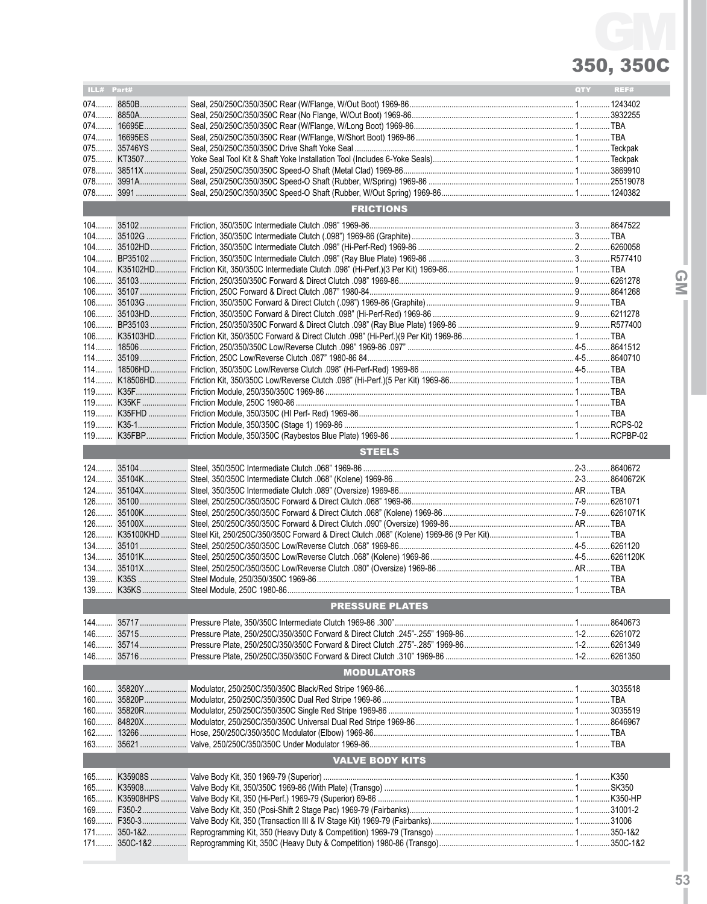# GM

## 350, 350C

| ILL# | Part# | | QTY | REF# |
|---|---|---|---|---|
| 074 | 8850B | Seal, 250/250C/350/350C Rear (W/Flange, W/Out Boot) 1969-86 | 1 | 1243402 |
| 074 | 8850A | Seal, 250/250C/350/350C Rear (No Flange, W/Out Boot) 1969-86 | 1 | 3932255 |
| 074 | 16695E | Seal, 250/250C/350/350C Rear (W/Flange, W/Long Boot) 1969-86 | 1 | TBA |
| 074 | 16695ES | Seal, 250/250C/350/350C Rear (W/Flange, W/Short Boot) 1969-86 | 1 | TBA |
| 075 | 35746YS | Seal, 250/250C/350/350C Drive Shaft Yoke Seal | 1 | Teckpak |
| 075 | KT3507 | Yoke Seal Tool Kit & Shaft Yoke Installation Tool (Includes 6-Yoke Seals) | 1 | Teckpak |
| 078 | 38511X | Seal, 250/250C/350/350C Speed-O Shaft (Metal Clad) 1969-86 | 1 | 3869910 |
| 078 | 3991A | Seal, 250/250C/350/350C Speed-O Shaft (Rubber, W/Spring) 1969-86 | 1 | 25519078 |
| 078 | 3991 | Seal, 250/250C/350/350C Speed-O Shaft (Rubber, W/Out Spring) 1969-86 | 1 | 1240382 |
| | | **FRICTIONS** | | |
| 104 | 35102 | Friction, 350/350C Intermediate Clutch .098" 1969-86 | 3 | 8647522 |
| 104 | 35102G | Friction, 350/350C Intermediate Clutch (.098") 1969-86 (Graphite) | 3 | TBA |
| 104 | 35102HD | Friction, 350/350C Intermediate Clutch .098" (Hi-Perf-Red) 1969-86 | 2 | 6260058 |
| 104 | BP35102 | Friction, 350/350C Intermediate Clutch .098" (Ray Blue Plate) 1969-86 | 3 | R577410 |
| 104 | K35102HD | Friction Kit, 350/350C Intermediate Clutch .098" (Hi-Perf.)(3 Per Kit) 1969-86 | 1 | TBA |
| 106 | 35103 | Friction, 250/350/350C Forward & Direct Clutch .098" 1969-86 | 9 | 6261278 |
| 106 | 35107 | Friction, 250C Forward & Direct Clutch .087" 1980-84 | 9 | 8641268 |
| 106 | 35103G | Friction, 350/350C Forward & Direct Clutch (.098") 1969-86 (Graphite) | 9 | TBA |
| 106 | 35103HD | Friction, 350/350C Forward & Direct Clutch .098" (Hi-Perf-Red) 1969-86 | 9 | 6211278 |
| 106 | BP35103 | Friction, 250/350/350C Forward & Direct Clutch .098" (Ray Blue Plate) 1969-86 | 9 | R577400 |
| 106 | K35103HD | Friction Kit, 350/350C Forward & Direct Clutch .098" (Hi-Perf.)(9 Per Kit) 1969-86 | 1 | TBA |
| 114 | 18506 | Friction, 250/350/350C Low/Reverse Clutch .098" 1969-86 .097" | 4-5 | 8641512 |
| 114 | 35109 | Friction, 250C Low/Reverse Clutch .087" 1980-86 84 | 4-5 | 8640710 |
| 114 | 18506HD | Friction, 350/350C Low/Reverse Clutch .098" (Hi-Perf-Red) 1969-86 | 4-5 | TBA |
| 114 | K18506HD | Friction Kit, 350/350C Low/Reverse Clutch .098" (Hi-Perf.)(5 Per Kit) 1969-86 | 1 | TBA |
| 119 | K35F | Friction Module, 250/350/350C 1969-86 | 1 | TBA |
| 119 | K35KF | Friction Module, 250C 1980-86 | 1 | TBA |
| 119 | K35FHD | Friction Module, 350/350C (HI Perf- Red) 1969-86 | 1 | TBA |
| 119 | K35-1 | Friction Module, 350/350C (Stage 1) 1969-86 | 1 | RCPS-02 |
| 119 | K35FBP | Friction Module, 350/350C (Raybestos Blue Plate) 1969-86 | 1 | RCPBP-02 |
| | | **STEELS** | | |
| 124 | 35104 | Steel, 350/350C Intermediate Clutch .068" 1969-86 | 2-3 | 8640672 |
| 124 | 35104K | Steel, 350/350C Intermediate Clutch .068" (Kolene) 1969-86 | 2-3 | 8640672K |
| 124 | 35104X | Steel, 350/350C Intermediate Clutch .089" (Oversize) 1969-86 | AR | TBA |
| 126 | 35100 | Steel, 250/250C/350/350C Forward & Direct Clutch .068" 1969-86 | 7-9 | 6261071 |
| 126 | 35100K | Steel, 250/250C/350/350C Forward & Direct Clutch .068" (Kolene) 1969-86 | 7-9 | 6261071K |
| 126 | 35100X | Steel, 250/250C/350/350C Forward & Direct Clutch .090" (Oversize) 1969-86 | AR | TBA |
| 126 | K35100KHD | Steel Kit, 250/250C/350/350C Forward & Direct Clutch .068" (Kolene) 1969-86 (9 Per Kit) | 1 | TBA |
| 134 | 35101 | Steel, 250/250C/350/350C Low/Reverse Clutch .068" 1969-86 | 4-5 | 6261120 |
| 134 | 35101K | Steel, 250/250C/350/350C Low/Reverse Clutch .068" (Kolene) 1969-86 | 4-5 | 6261120K |
| 134 | 35101X | Steel, 250/250C/350/350C Low/Reverse Clutch .080" (Oversize) 1969-86 | AR | TBA |
| 139 | K35S | Steel Module, 250/350/350C 1969-86 | 1 | TBA |
| 139 | K35KS | Steel Module, 250C 1980-86 | 1 | TBA |
| | | **PRESSURE PLATES** | | |
| 144 | 35717 | Pressure Plate, 350/350C Intermediate Clutch 1969-86 .300" | 1 | 8640673 |
| 146 | 35715 | Pressure Plate, 250/250C/350/350C Forward & Direct Clutch .245"-.255" 1969-86 | 1-2 | 6261072 |
| 146 | 35714 | Pressure Plate, 250/250C/350/350C Forward & Direct Clutch .275"-.285" 1969-86 | 1-2 | 6261349 |
| 146 | 35716 | Pressure Plate, 250/250C/350/350C Forward & Direct Clutch .310" 1969-86 | 1-2 | 6261350 |
| | | **MODULATORS** | | |
| 160 | 35820Y | Modulator, 250/250C/350/350C Black/Red Stripe 1969-86 | 1 | 3035518 |
| 160 | 35820P | Modulator, 250/250C/350/350C Dual Red Stripe 1969-86 | 1 | TBA |
| 160 | 35820R | Modulator, 250/250C/350/350C Single Red Stripe 1969-86 | 1 | 3035519 |
| 160 | 84820X | Modulator, 250/250C/350/350C Universal Dual Red Stripe 1969-86 | 1 | 8646967 |
| 162 | 13266 | Hose, 250/250C/350/350C Modulator (Elbow) 1969-86 | 1 | TBA |
| 163 | 35621 | Valve, 250/250C/350/350C Under Modulator 1969-86 | 1 | TBA |
| | | **VALVE BODY KITS** | | |
| 165 | K35908S | Valve Body Kit, 350 1969-79 (Superior) | 1 | K350 |
| 165 | K35908 | Valve Body Kit, 350/350C 1969-86 (With Plate) (Transgo) | 1 | SK350 |
| 165 | K35908HPS | Valve Body Kit, 350 (Hi-Perf.) 1969-79 (Superior) 69-86 | 1 | K350-HP |
| 169 | F350-2 | Valve Body Kit, 350 (Posi-Shift 2 Stage Pac) 1969-79 (Fairbanks) | 1 | 31001-2 |
| 169 | F350-3 | Valve Body Kit, 350 (Transaction III & IV Stage Kit) 1969-79 (Fairbanks) | 1 | 31006 |
| 171 | 350-1&2 | Reprogramming Kit, 350 (Heavy Duty & Competition) 1969-79 (Transgo) | 1 | 350-1&2 |
| 171 | 350C-1&2 | Reprogramming Kit, 350C (Heavy Duty & Competition) 1980-86 (Transgo) | 1 | 350C-1&2 |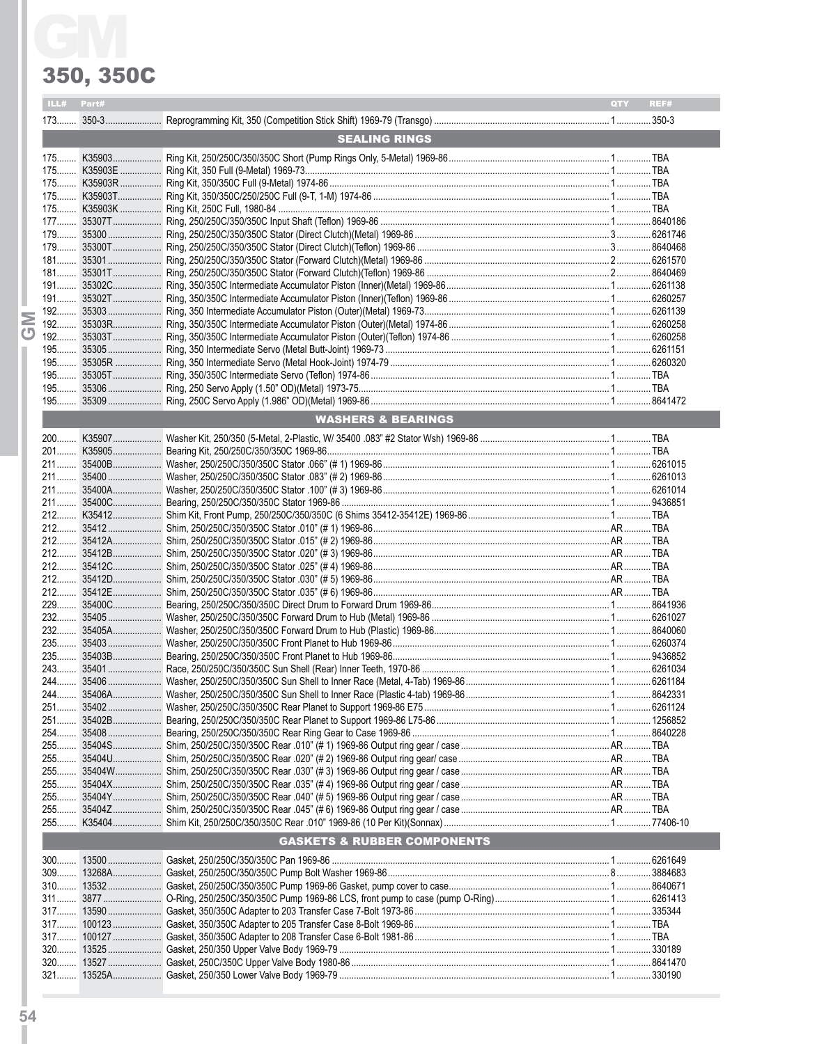# GM

## 350, 350C

| ILL# | Part# | | QTY | REF# |
|---|---|---|---|---|
| 173 | 350-3 | Reprogramming Kit, 350 (Competition Stick Shift) 1969-79 (Transgo) | 1 | 350-3 |
| | | **SEALING RINGS** | | |
| 175 | K35903 | Ring Kit, 250/250C/350/350C Short (Pump Rings Only, 5-Metal) 1969-86 | 1 | TBA |
| 175 | K35903E | Ring Kit, 350 Full (9-Metal) 1969-73 | 1 | TBA |
| 175 | K35903R | Ring Kit, 350/350C Full (9-Metal) 1974-86 | 1 | TBA |
| 175 | K35903T | Ring Kit, 350/350C/250/250C Full (9-T, 1-M) 1974-86 | 1 | TBA |
| 175 | K35903K | Ring Kit, 250C Full, 1980-84 | 1 | TBA |
| 177 | 35307T | Ring, 250/250C/350/350C Input Shaft (Teflon) 1969-86 | 1 | 8640186 |
| 179 | 35300 | Ring, 250/250C/350/350C Stator (Direct Clutch)(Metal) 1969-86 | 3 | 6261746 |
| 179 | 35300T | Ring, 250/250C/350/350C Stator (Direct Clutch)(Teflon) 1969-86 | 3 | 8640468 |
| 181 | 35301 | Ring, 250/250C/350/350C Stator (Forward Clutch)(Metal) 1969-86 | 2 | 6261570 |
| 181 | 35301T | Ring, 250/250C/350/350C Stator (Forward Clutch)(Teflon) 1969-86 | 2 | 8640469 |
| 191 | 35302C | Ring, 350/350C Intermediate Accumulator Piston (Inner)(Metal) 1969-86 | 1 | 6261138 |
| 191 | 35302T | Ring, 350/350C Intermediate Accumulator Piston (Inner)(Teflon) 1969-86 | 1 | 6260257 |
| 192 | 35303 | Ring, 350 Intermediate Accumulator Piston (Outer)(Metal) 1969-73 | 1 | 6261139 |
| 192 | 35303R | Ring, 350/350C Intermediate Accumulator Piston (Outer)(Metal) 1974-86 | 1 | 6260258 |
| 192 | 35303T | Ring, 350/350C Intermediate Accumulator Piston (Outer)(Teflon) 1974-86 | 1 | 6260258 |
| 195 | 35305 | Ring, 350 Intermediate Servo (Metal Butt-Joint) 1969-73 | 1 | 6261151 |
| 195 | 35305R | Ring, 350 Intermediate Servo (Metal Hook-Joint) 1974-79 | 1 | 6260320 |
| 195 | 35305T | Ring, 350/350C Intermediate Servo (Teflon) 1974-86 | 1 | TBA |
| 195 | 35306 | Ring, 250 Servo Apply (1.50" OD)(Metal) 1973-75 | 1 | TBA |
| 195 | 35309 | Ring, 250C Servo Apply (1.986" OD)(Metal) 1969-86 | 1 | 8641472 |
| | | **WASHERS & BEARINGS** | | |
| 200 | K35907 | Washer Kit, 250/350 (5-Metal, 2-Plastic, W/ 35400 .083" #2 Stator Wsh) 1969-86 | 1 | TBA |
| 201 | K35905 | Bearing Kit, 250/250C/350/350C 1969-86 | 1 | TBA |
| 211 | 35400B | Washer, 250/250C/350/350C Stator .066" (# 1) 1969-86 | 1 | 6261015 |
| 211 | 35400 | Washer, 250/250C/350/350C Stator .083" (# 2) 1969-86 | 1 | 6261013 |
| 211 | 35400A | Washer, 250/250C/350/350C Stator .100" (# 3) 1969-86 | 1 | 6261014 |
| 211 | 35400C | Bearing, 250/250C/350/350C Stator 1969-86 | 1 | 9436851 |
| 212 | K35412 | Shim Kit, Front Pump, 250/250C/350/350C (6 Shims 35412-35412E) 1969-86 | 1 | TBA |
| 212 | 35412 | Shim, 250/250C/350/350C Stator .010" (# 1) 1969-86 | AR | TBA |
| 212 | 35412A | Shim, 250/250C/350/350C Stator .015" (# 2) 1969-86 | AR | TBA |
| 212 | 35412B | Shim, 250/250C/350/350C Stator .020" (# 3) 1969-86 | AR | TBA |
| 212 | 35412C | Shim, 250/250C/350/350C Stator .025" (# 4) 1969-86 | AR | TBA |
| 212 | 35412D | Shim, 250/250C/350/350C Stator .030" (# 5) 1969-86 | AR | TBA |
| 212 | 35412E | Shim, 250/250C/350/350C Stator .035" (# 6) 1969-86 | AR | TBA |
| 229 | 35400C | Bearing, 250/250C/350/350C Direct Drum to Forward Drum 1969-86 | 1 | 8641936 |
| 232 | 35405 | Washer, 250/250C/350/350C Forward Drum to Hub (Metal) 1969-86 | 1 | 6261027 |
| 232 | 35405A | Washer, 250/250C/350/350C Forward Drum to Hub (Plastic) 1969-86 | 1 | 8640060 |
| 235 | 35403 | Washer, 250/250C/350/350C Front Planet to Hub 1969-86 | 1 | 6260374 |
| 235 | 35403B | Bearing, 250/250C/350/350C Front Planet to Hub 1969-86 | 1 | 9436852 |
| 243 | 35401 | Race, 250/250C/350/350C Sun Shell (Rear) Inner Teeth, 1970-86 | 1 | 6261034 |
| 244 | 35406 | Washer, 250/250C/350/350C Sun Shell to Inner Race (Metal, 4-Tab) 1969-86 | 1 | 6261184 |
| 244 | 35406A | Washer, 250/250C/350/350C Sun Shell to Inner Race (Plastic 4-tab) 1969-86 | 1 | 8642331 |
| 251 | 35402 | Washer, 250/250C/350/350C Rear Planet to Support 1969-86 E75 | 1 | 6261124 |
| 251 | 35402B | Bearing, 250/250C/350/350C Rear Planet to Support 1969-86 L75-86 | 1 | 1256852 |
| 254 | 35408 | Bearing, 250/250C/350/350C Rear Ring Gear to Case 1969-86 | 1 | 8640228 |
| 255 | 35404S | Shim, 250/250C/350/350C Rear .010" (# 1) 1969-86 Output ring gear / case | AR | TBA |
| 255 | 35404U | Shim, 250/250C/350/350C Rear .020" (# 2) 1969-86 Output ring gear/ case | AR | TBA |
| 255 | 35404W | Shim, 250/250C/350/350C Rear .030" (# 3) 1969-86 Output ring gear / case | AR | TBA |
| 255 | 35404X | Shim, 250/250C/350/350C Rear .035" (# 4) 1969-86 Output ring gear / case | AR | TBA |
| 255 | 35404Y | Shim, 250/250C/350/350C Rear .040" (# 5) 1969-86 Output ring gear / case | AR | TBA |
| 255 | 35404Z | Shim, 250/250C/350/350C Rear .045" (# 6) 1969-86 Output ring gear / case | AR | TBA |
| 255 | K35404 | Shim Kit, 250/250C/350/350C Rear .010" 1969-86 (10 Per Kit)(Sonnax) | 1 | 77406-10 |
| | | **GASKETS & RUBBER COMPONENTS** | | |
| 300 | 13500 | Gasket, 250/250C/350/350C Pan 1969-86 | 1 | 6261649 |
| 309 | 13268A | Gasket, 250/250C/350/350C Pump Bolt Washer 1969-86 | 8 | 3884683 |
| 310 | 13532 | Gasket, 250/250C/350/350C Pump 1969-86 Gasket, pump cover to case | 1 | 8640671 |
| 311 | 3877 | O-Ring, 250/250C/350/350C Pump 1969-86 LCS, front pump to case (pump O-Ring) | 1 | 6261413 |
| 317 | 13590 | Gasket, 350/350C Adapter to 203 Transfer Case 7-Bolt 1973-86 | 1 | 335344 |
| 317 | 100123 | Gasket, 350/350C Adapter to 205 Transfer Case 8-Bolt 1969-86 | 1 | TBA |
| 317 | 100127 | Gasket, 350/350C Adapter to 208 Transfer Case 6-Bolt 1981-86 | 1 | TBA |
| 320 | 13525 | Gasket, 250/350 Upper Valve Body 1969-79 | 1 | 330189 |
| 320 | 13527 | Gasket, 250C/350C Upper Valve Body 1980-86 | 1 | 8641470 |
| 321 | 13525A | Gasket, 250/350 Lower Valve Body 1969-79 | 1 | 330190 |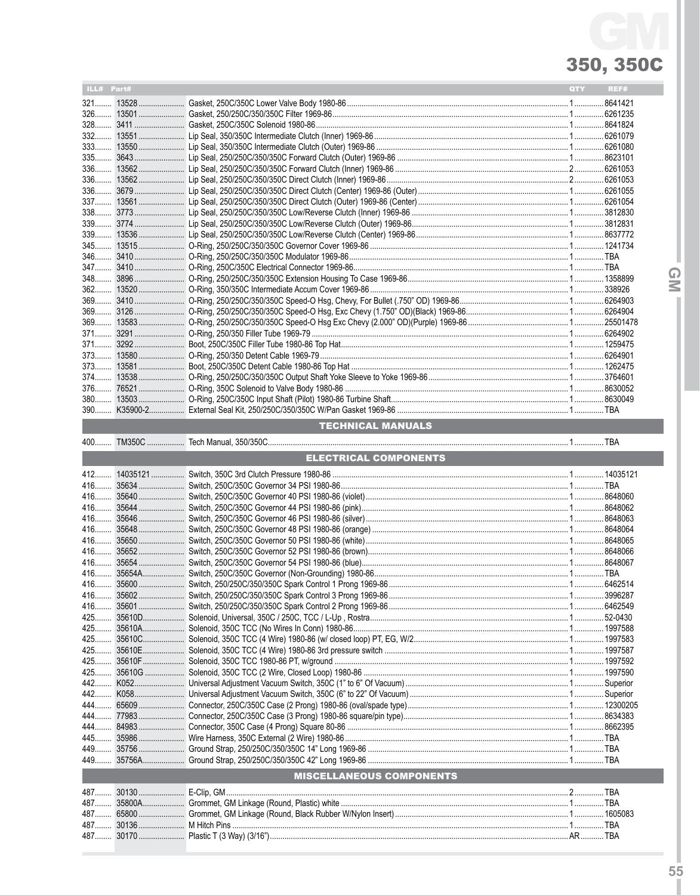# GM

## 350, 350C

| ILL# | Part# | | QTY | REF# |
|---|---|---|---|---|
| 321 | 13528 | Gasket, 250C/350C Lower Valve Body 1980-86 | 1 | 8641421 |
| 326 | 13501 | Gasket, 250/250C/350/350C Filter 1969-86 | 1 | 6261235 |
| 328 | 3411 | Gasket, 250C/350C Solenoid 1980-86 | 1 | 8641824 |
| 332 | 13551 | Lip Seal, 350/350C Intermediate Clutch (Inner) 1969-86 | 1 | 6261079 |
| 333 | 13550 | Lip Seal, 350/350C Intermediate Clutch (Outer) 1969-86 | 1 | 6261080 |
| 335 | 3643 | Lip Seal, 250/250C/350/350C Forward Clutch (Outer) 1969-86 | 1 | 8623101 |
| 336 | 13562 | Lip Seal, 250/250C/350/350C Forward Clutch (Inner) 1969-86 | 2 | 6261053 |
| 336 | 13562 | Lip Seal, 250/250C/350/350C Direct Clutch (Inner) 1969-86 | 2 | 6261053 |
| 336 | 3679 | Lip Seal, 250/250C/350/350C Direct Clutch (Center) 1969-86 (Outer) | 1 | 6261055 |
| 337 | 13561 | Lip Seal, 250/250C/350/350C Direct Clutch (Outer) 1969-86 (Center) | 1 | 6261054 |
| 338 | 3773 | Lip Seal, 250/250C/350/350C Low/Reverse Clutch (Inner) 1969-86 | 1 | 3812830 |
| 339 | 3774 | Lip Seal, 250/250C/350/350C Low/Reverse Clutch (Outer) 1969-86 | 1 | 3812831 |
| 339 | 13536 | Lip Seal, 250/250C/350/350C Low/Reverse Clutch (Center) 1969-86 | 1 | 8637772 |
| 345 | 13515 | O-Ring, 250/250C/350/350C Governor Cover 1969-86 | 1 | 1241734 |
| 346 | 3410 | O-Ring, 250/250C/350/350C Modulator 1969-86 | 1 | TBA |
| 347 | 3410 | O-Ring, 250C/350C Electrical Connector 1969-86 | 1 | TBA |
| 348 | 3896 | O-Ring, 250/250C/350/350C Extension Housing To Case 1969-86 | 1 | 1358899 |
| 362 | 13520 | O-Ring, 350/350C Intermediate Accum Cover 1969-86 | 1 | 338926 |
| 369 | 3410 | O-Ring, 250/250C/350/350C Speed-O Hsg, Chevy, For Bullet (.750" OD) 1969-86 | 1 | 6264903 |
| 369 | 3126 | O-Ring, 250/250C/350/350C Speed-O Hsg, Exc Chevy (1.750" OD)(Black) 1969-86 | 1 | 6264904 |
| 369 | 13583 | O-Ring, 250/250C/350/350C Speed-O Hsg Exc Chevy (2.000" OD)(Purple) 1969-86 | 1 | 25501478 |
| 371 | 3291 | O-Ring, 250/350 Filler Tube 1969-79 | 1 | 6264902 |
| 371 | 3292 | Boot, 250C/350C Filler Tube 1980-86 Top Hat | 1 | 1259475 |
| 373 | 13580 | O-Ring, 250/350 Detent Cable 1969-79 | 1 | 6264901 |
| 373 | 13581 | Boot, 250C/350C Detent Cable 1980-86 Top Hat | 1 | 1262475 |
| 374 | 13538 | O-Ring, 250/250C/350/350C Output Shaft Yoke Sleeve to Yoke 1969-86 | 1 | 3764601 |
| 376 | 76521 | O-Ring, 350C Solenoid to Valve Body 1980-86 | 1 | 8630052 |
| 380 | 13503 | O-Ring, 250C/350C Input Shaft (Pilot) 1980-86 Turbine Shaft | 1 | 8630049 |
| 390 | K35900-2 | External Seal Kit, 250/250C/350/350C W/Pan Gasket 1969-86 | 1 | TBA |
| | | **TECHNICAL MANUALS** | | |
| 400 | TM350C | Tech Manual, 350/350C | 1 | TBA |
| | | **ELECTRICAL COMPONENTS** | | |
| 412 | 14035121 | Switch, 350C 3rd Clutch Pressure 1980-86 | 1 | 14035121 |
| 416 | 35634 | Switch, 250C/350C Governor 34 PSI 1980-86 | 1 | TBA |
| 416 | 35640 | Switch, 250C/350C Governor 40 PSI 1980-86 (violet) | 1 | 8648060 |
| 416 | 35644 | Switch, 250C/350C Governor 44 PSI 1980-86 (pink) | 1 | 8648062 |
| 416 | 35646 | Switch, 250C/350C Governor 46 PSI 1980-86 (silver) | 1 | 8648063 |
| 416 | 35648 | Switch, 250C/350C Governor 48 PSI 1980-86 (orange) | 1 | 8648064 |
| 416 | 35650 | Switch, 250C/350C Governor 50 PSI 1980-86 (white) | 1 | 8648065 |
| 416 | 35652 | Switch, 250C/350C Governor 52 PSI 1980-86 (brown) | 1 | 8648066 |
| 416 | 35654 | Switch, 250C/350C Governor 54 PSI 1980-86 (blue) | 1 | 8648067 |
| 416 | 35654A | Switch, 250C/350C Governor (Non-Grounding) 1980-86 | 1 | TBA |
| 416 | 35600 | Switch, 250/250C/350/350C Spark Control 1 Prong 1969-86 | 1 | 6462514 |
| 416 | 35602 | Switch, 250/250C/350/350C Spark Control 3 Prong 1969-86 | 1 | 3996287 |
| 416 | 35601 | Switch, 250/250C/350/350C Spark Control 2 Prong 1969-86 | 1 | 6462549 |
| 425 | 35610D | Solenoid, Universal, 350C / 250C, TCC / L-Up , Rostra | 1 | 52-0430 |
| 425 | 35610A | Solenoid, 350C TCC (No Wires In Conn) 1980-86 | 1 | 1997588 |
| 425 | 35610C | Solenoid, 350C TCC (4 Wire) 1980-86 (w/ closed loop) PT, EG, W/2 | 1 | 1997583 |
| 425 | 35610E | Solenoid, 350C TCC (4 Wire) 1980-86 3rd pressure switch | 1 | 1997587 |
| 425 | 35610F | Solenoid, 350C TCC 1980-86 PT, w/ground | 1 | 1997592 |
| 425 | 35610G | Solenoid, 350C TCC (2 Wire, Closed Loop) 1980-86 | 1 | 1997590 |
| 442 | K052 | Universal Adjustment Vacuum Switch, 350C (1" to 6" Of Vacuum) | 1 | Superior |
| 442 | K058 | Universal Adjustment Vacuum Switch, 350C (6" to 22" Of Vacuum) | 1 | Superior |
| 444 | 65609 | Connector, 250C/350C Case (2 Prong) 1980-86 (oval/spade type) | 1 | 12300205 |
| 444 | 77983 | Connector, 250C/350C Case (3 Prong) 1980-86 square/pin type) | 1 | 8634383 |
| 444 | 84983 | Connector, 350C Case (4 Prong) Square 80-86 | 1 | 8662395 |
| 445 | 35986 | Wire Harness, 350C External (2 Wire) 1980-86 | 1 | TBA |
| 449 | 35756 | Ground Strap, 250/250C/350/350C 14" Long 1969-86 | 1 | TBA |
| 449 | 35756A | Ground Strap, 250/250C/350/350C 42" Long 1969-86 | 1 | TBA |
| | | **MISCELLANEOUS COMPONENTS** | | |
| 487 | 30130 | E-Clip, GM | 2 | TBA |
| 487 | 35800A | Grommet, GM Linkage (Round, Plastic) white | 1 | TBA |
| 487 | 65800 | Grommet, GM Linkage (Round, Black Rubber W/Nylon Insert) | 1 | 1605083 |
| 487 | 30136 | M Hitch Pins | 1 | TBA |
| 487 | 30170 | Plastic T (3 Way) (3/16") | AR | TBA |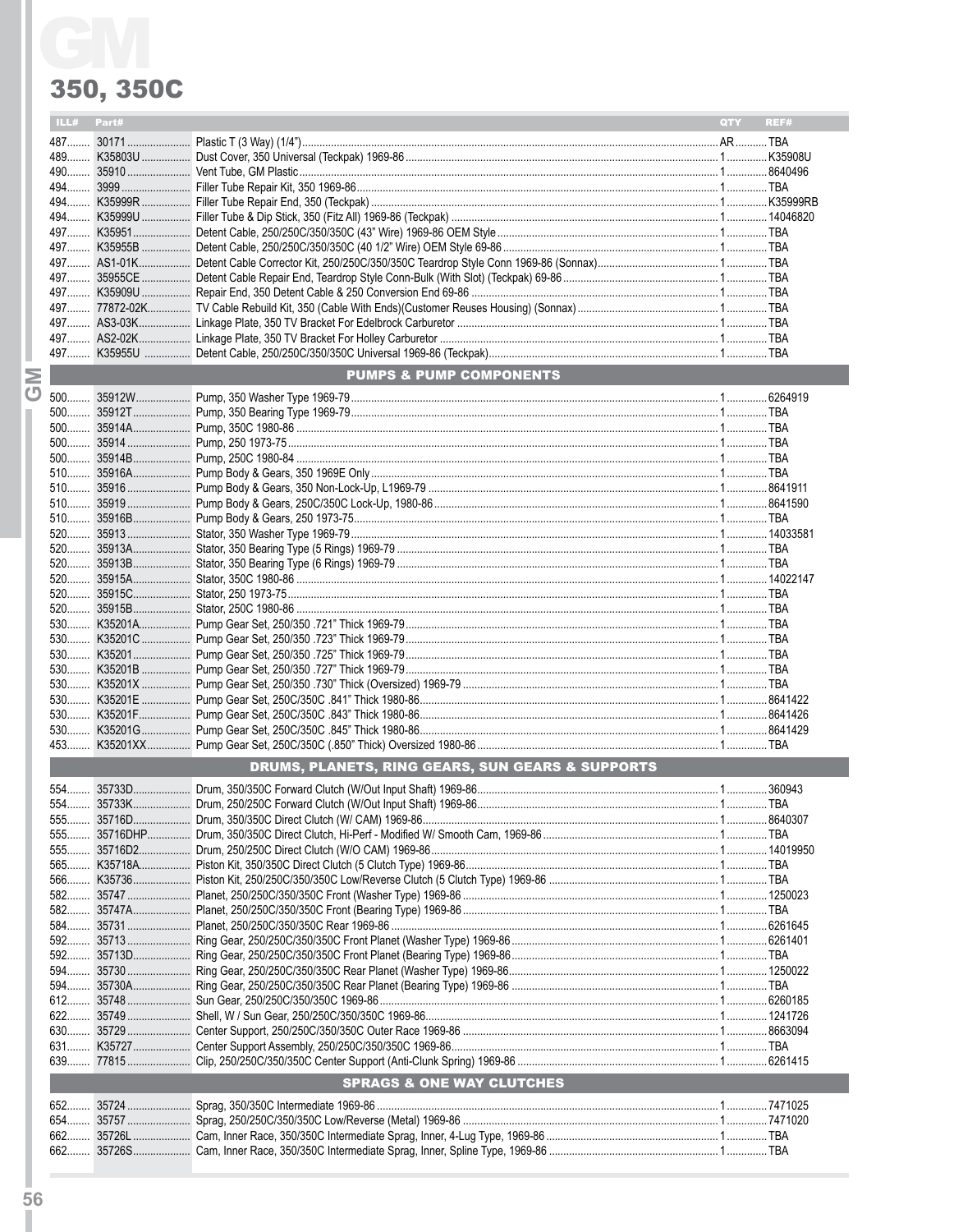# GM

## 350, 350C

| ILL# | Part# | | QTY | REF# |
|---|---|---|---|---|
| 487 | 30171 | Plastic T (3 Way) (1/4") | AR | TBA |
| 489 | K35803U | Dust Cover, 350 Universal (Teckpak) 1969-86 | 1 | K35908U |
| 490 | 35910 | Vent Tube, GM Plastic | 1 | 8640496 |
| 494 | 3999 | Filler Tube Repair Kit, 350 1969-86 | 1 | TBA |
| 494 | K35999R | Filler Tube Repair End, 350 (Teckpak) | 1 | K35999RB |
| 494 | K35999U | Filler Tube & Dip Stick, 350 (Fitz All) 1969-86 (Teckpak) | 1 | 14046820 |
| 497 | K35951 | Detent Cable, 250/250C/350/350C (43" Wire) 1969-86 OEM Style | 1 | TBA |
| 497 | K35955B | Detent Cable, 250/250C/350/350C (40 1/2" Wire) OEM Style 69-86 | 1 | TBA |
| 497 | AS1-01K | Detent Cable Corrector Kit, 250/250C/350/350C Teardrop Style Conn 1969-86 (Sonnax) | 1 | TBA |
| 497 | 35955CE | Detent Cable Repair End, Teardrop Style Conn-Bulk (With Slot) (Teckpak) 69-86 | 1 | TBA |
| 497 | K35909U | Repair End, 350 Detent Cable & 250 Conversion End 69-86 | 1 | TBA |
| 497 | 77872-02K | TV Cable Rebuild Kit, 350 (Cable With Ends)(Customer Reuses Housing) (Sonnax) | 1 | TBA |
| 497 | AS3-03K | Linkage Plate, 350 TV Bracket For Edelbrock Carburetor | 1 | TBA |
| 497 | AS2-02K | Linkage Plate, 350 TV Bracket For Holley Carburetor | 1 | TBA |
| 497 | K35955U | Detent Cable, 250/250C/350/350C Universal 1969-86 (Teckpak) | 1 | TBA |
| | | **PUMPS & PUMP COMPONENTS** | | |
| 500 | 35912W | Pump, 350 Washer Type 1969-79 | 1 | 6264919 |
| 500 | 35912T | Pump, 350 Bearing Type 1969-79 | 1 | TBA |
| 500 | 35914A | Pump, 350C 1980-86 | 1 | TBA |
| 500 | 35914 | Pump, 250 1973-75 | 1 | TBA |
| 500 | 35914B | Pump, 250C 1980-84 | 1 | TBA |
| 510 | 35916A | Pump Body & Gears, 350 1969E Only | 1 | TBA |
| 510 | 35916 | Pump Body & Gears, 350 Non-Lock-Up, L1969-79 | 1 | 8641911 |
| 510 | 35919 | Pump Body & Gears, 250C/350C Lock-Up, 1980-86 | 1 | 8641590 |
| 510 | 35916B | Pump Body & Gears, 250 1973-75 | 1 | TBA |
| 520 | 35913 | Stator, 350 Washer Type 1969-79 | 1 | 14033581 |
| 520 | 35913A | Stator, 350 Bearing Type (5 Rings) 1969-79 | 1 | TBA |
| 520 | 35913B | Stator, 350 Bearing Type (6 Rings) 1969-79 | 1 | TBA |
| 520 | 35915A | Stator, 350C 1980-86 | 1 | 14022147 |
| 520 | 35915C | Stator, 250 1973-75 | 1 | TBA |
| 520 | 35915B | Stator, 250C 1980-86 | 1 | TBA |
| 530 | K35201A | Pump Gear Set, 250/350 .721" Thick 1969-79 | 1 | TBA |
| 530 | K35201C | Pump Gear Set, 250/350 .723" Thick 1969-79 | 1 | TBA |
| 530 | K35201 | Pump Gear Set, 250/350 .725" Thick 1969-79 | 1 | TBA |
| 530 | K35201B | Pump Gear Set, 250/350 .727" Thick 1969-79 | 1 | TBA |
| 530 | K35201X | Pump Gear Set, 250/350 .730" Thick (Oversized) 1969-79 | 1 | TBA |
| 530 | K35201E | Pump Gear Set, 250C/350C .841" Thick 1980-86 | 1 | 8641422 |
| 530 | K35201F | Pump Gear Set, 250C/350C .843" Thick 1980-86 | 1 | 8641426 |
| 530 | K35201G | Pump Gear Set, 250C/350C .845" Thick 1980-86 | 1 | 8641429 |
| 453 | K35201XX | Pump Gear Set, 250C/350C (.850" Thick) Oversized 1980-86 | 1 | TBA |
| | | **DRUMS, PLANETS, RING GEARS, SUN GEARS & SUPPORTS** | | |
| 554 | 35733D | Drum, 350/350C Forward Clutch (W/Out Input Shaft) 1969-86 | 1 | 360943 |
| 554 | 35733K | Drum, 250/250C Forward Clutch (W/Out Input Shaft) 1969-86 | 1 | TBA |
| 555 | 35716D | Drum, 350/350C Direct Clutch (W/ CAM) 1969-86 | 1 | 8640307 |
| 555 | 35716DHP | Drum, 350/350C Direct Clutch, Hi-Perf - Modified W/ Smooth Cam, 1969-86 | 1 | TBA |
| 555 | 35716D2 | Drum, 250/250C Direct Clutch (W/O CAM) 1969-86 | 1 | 14019950 |
| 565 | K35718A | Piston Kit, 350/350C Direct Clutch (5 Clutch Type) 1969-86 | 1 | TBA |
| 566 | K35736 | Piston Kit, 250/250C/350/350C Low/Reverse Clutch (5 Clutch Type) 1969-86 | 1 | TBA |
| 582 | 35747 | Planet, 250/250C/350/350C Front (Washer Type) 1969-86 | 1 | 1250023 |
| 582 | 35747A | Planet, 250/250C/350/350C Front (Bearing Type) 1969-86 | 1 | TBA |
| 584 | 35731 | Planet, 250/250C/350/350C Rear 1969-86 | 1 | 6261645 |
| 592 | 35713 | Ring Gear, 250/250C/350/350C Front Planet (Washer Type) 1969-86 | 1 | 6261401 |
| 592 | 35713D | Ring Gear, 250/250C/350/350C Front Planet (Bearing Type) 1969-86 | 1 | TBA |
| 594 | 35730 | Ring Gear, 250/250C/350/350C Rear Planet (Washer Type) 1969-86 | 1 | 1250022 |
| 594 | 35730A | Ring Gear, 250/250C/350/350C Rear Planet (Bearing Type) 1969-86 | 1 | TBA |
| 612 | 35748 | Sun Gear, 250/250C/350/350C 1969-86 | 1 | 6260185 |
| 622 | 35749 | Shell, W / Sun Gear, 250/250C/350/350C 1969-86 | 1 | 1241726 |
| 630 | 35729 | Center Support, 250/250C/350/350C Outer Race 1969-86 | 1 | 8663094 |
| 631 | K35727 | Center Support Assembly, 250/250C/350/350C 1969-86 | 1 | TBA |
| 639 | 77815 | Clip, 250/250C/350/350C Center Support (Anti-Clunk Spring) 1969-86 | 1 | 6261415 |
| | | **SPRAGS & ONE WAY CLUTCHES** | | |
| 652 | 35724 | Sprag, 350/350C Intermediate 1969-86 | 1 | 7471025 |
| 654 | 35757 | Sprag, 250/250C/350/350C Low/Reverse (Metal) 1969-86 | 1 | 7471020 |
| 662 | 35726L | Cam, Inner Race, 350/350C Intermediate Sprag, Inner, 4-Lug Type, 1969-86 | 1 | TBA |
| 662 | 35726S | Cam, Inner Race, 350/350C Intermediate Sprag, Inner, Spline Type, 1969-86 | 1 | TBA |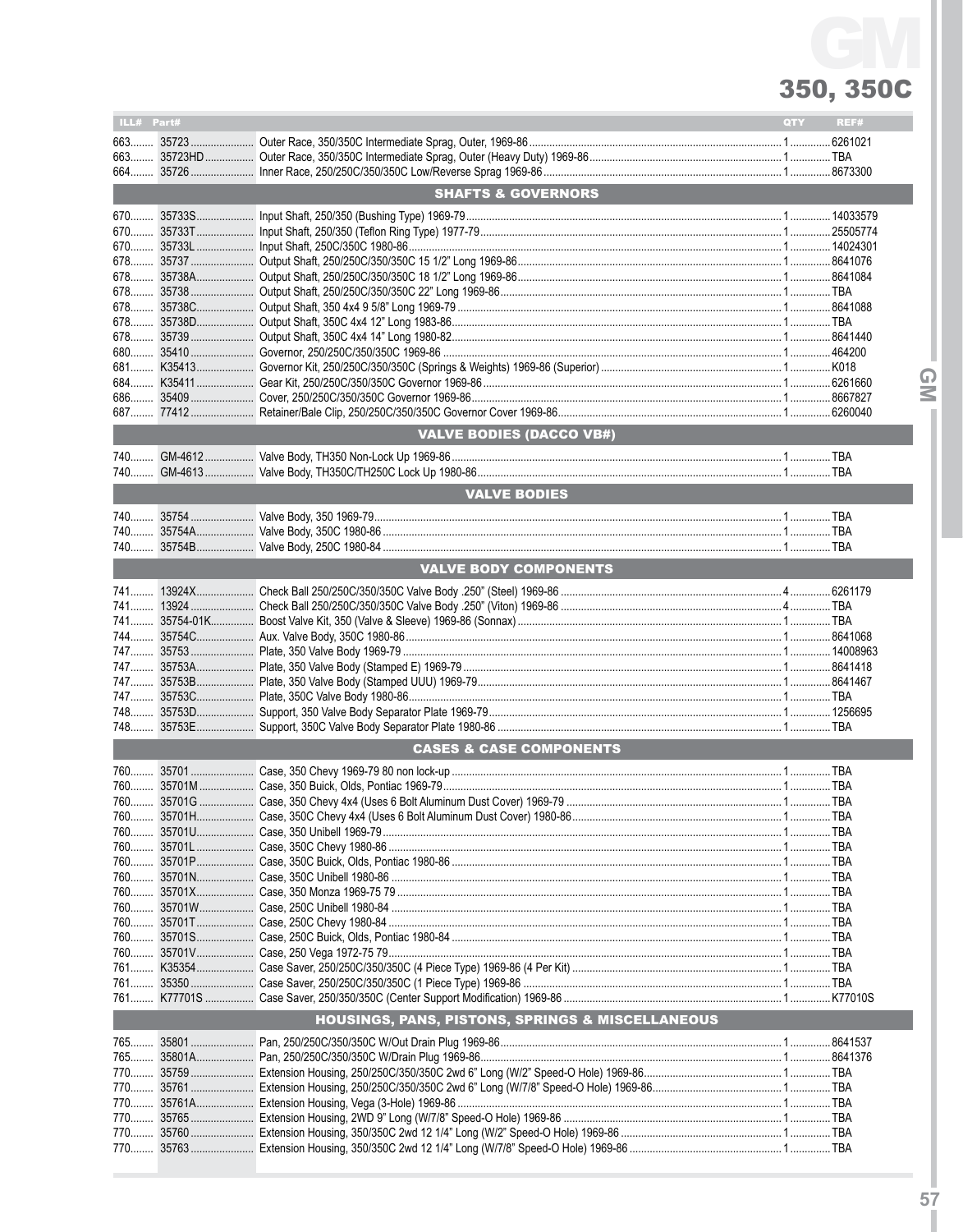# GM

## 350, 350C

| ILL# | Part# | | QTY | REF# |
|---|---|---|---|---|
| 663 | 35723 | Outer Race, 350/350C Intermediate Sprag, Outer, 1969-86 | 1 | 6261021 |
| 663 | 35723HD | Outer Race, 350/350C Intermediate Sprag, Outer (Heavy Duty) 1969-86 | 1 | TBA |
| 664 | 35726 | Inner Race, 250/250C/350/350C Low/Reverse Sprag 1969-86 | 1 | 8673300 |
| | | **SHAFTS & GOVERNORS** | | |
| 670 | 35733S | Input Shaft, 250/350 (Bushing Type) 1969-79 | 1 | 14033579 |
| 670 | 35733T | Input Shaft, 250/350 (Teflon Ring Type) 1977-79 | 1 | 25505774 |
| 670 | 35733L | Input Shaft, 250C/350C 1980-86 | 1 | 14024301 |
| 678 | 35737 | Output Shaft, 250/250C/350/350C 15 1/2" Long 1969-86 | 1 | 8641076 |
| 678 | 35738A | Output Shaft, 250/250C/350/350C 18 1/2" Long 1969-86 | 1 | 8641084 |
| 678 | 35738 | Output Shaft, 250/250C/350/350C 22" Long 1969-86 | 1 | TBA |
| 678 | 35738C | Output Shaft, 350 4x4 9 5/8" Long 1969-79 | 1 | 8641088 |
| 678 | 35738D | Output Shaft, 350C 4x4 12" Long 1983-86 | 1 | TBA |
| 678 | 35739 | Output Shaft, 350C 4x4 14" Long 1980-82 | 1 | 8641440 |
| 680 | 35410 | Governor, 250/250C/350/350C 1969-86 | 1 | 464200 |
| 681 | K35413 | Governor Kit, 250/250C/350/350C (Springs & Weights) 1969-86 (Superior) | 1 | K018 |
| 684 | K35411 | Gear Kit, 250/250C/350/350C Governor 1969-86 | 1 | 6261660 |
| 686 | 35409 | Cover, 250/250C/350/350C Governor 1969-86 | 1 | 8667827 |
| 687 | 77412 | Retainer/Bale Clip, 250/250C/350/350C Governor Cover 1969-86 | 1 | 6260040 |
| | | **VALVE BODIES (DACCO VB#)** | | |
| 740 | GM-4612 | Valve Body, TH350 Non-Lock Up 1969-86 | 1 | TBA |
| 740 | GM-4613 | Valve Body, TH350C/TH250C Lock Up 1980-86 | 1 | TBA |
| | | **VALVE BODIES** | | |
| 740 | 35754 | Valve Body, 350 1969-79 | 1 | TBA |
| 740 | 35754A | Valve Body, 350C 1980-86 | 1 | TBA |
| 740 | 35754B | Valve Body, 250C 1980-84 | 1 | TBA |
| | | **VALVE BODY COMPONENTS** | | |
| 741 | 13924X | Check Ball 250/250C/350/350C Valve Body .250" (Steel) 1969-86 | 4 | 6261179 |
| 741 | 13924 | Check Ball 250/250C/350/350C Valve Body .250" (Viton) 1969-86 | 4 | TBA |
| 741 | 35754-01K | Boost Valve Kit, 350 (Valve & Sleeve) 1969-86 (Sonnax) | 1 | TBA |
| 744 | 35754C | Aux. Valve Body, 350C 1980-86 | 1 | 8641068 |
| 747 | 35753 | Plate, 350 Valve Body 1969-79 | 1 | 14008963 |
| 747 | 35753A | Plate, 350 Valve Body (Stamped E) 1969-79 | 1 | 8641418 |
| 747 | 35753B | Plate, 350 Valve Body (Stamped UUU) 1969-79 | 1 | 8641467 |
| 747 | 35753C | Plate, 350C Valve Body 1980-86 | 1 | TBA |
| 748 | 35753D | Support, 350 Valve Body Separator Plate 1969-79 | 1 | 1256695 |
| 748 | 35753E | Support, 350C Valve Body Separator Plate 1980-86 | 1 | TBA |
| | | **CASES & CASE COMPONENTS** | | |
| 760 | 35701 | Case, 350 Chevy 1969-79 80 non lock-up | 1 | TBA |
| 760 | 35701M | Case, 350 Buick, Olds, Pontiac 1969-79 | 1 | TBA |
| 760 | 35701G | Case, 350 Chevy 4x4 (Uses 6 Bolt Aluminum Dust Cover) 1969-79 | 1 | TBA |
| 760 | 35701H | Case, 350C Chevy 4x4 (Uses 6 Bolt Aluminum Dust Cover) 1980-86 | 1 | TBA |
| 760 | 35701U | Case, 350 Unibell 1969-79 | 1 | TBA |
| 760 | 35701L | Case, 350C Chevy 1980-86 | 1 | TBA |
| 760 | 35701P | Case, 350C Buick, Olds, Pontiac 1980-86 | 1 | TBA |
| 760 | 35701N | Case, 350C Unibell 1980-86 | 1 | TBA |
| 760 | 35701X | Case, 350 Monza 1969-75 79 | 1 | TBA |
| 760 | 35701W | Case, 250C Unibell 1980-84 | 1 | TBA |
| 760 | 35701T | Case, 250C Chevy 1980-84 | 1 | TBA |
| 760 | 35701S | Case, 250C Buick, Olds, Pontiac 1980-84 | 1 | TBA |
| 760 | 35701V | Case, 250 Vega 1972-75 79 | 1 | TBA |
| 761 | K35354 | Case Saver, 250/250C/350/350C (4 Piece Type) 1969-86 (4 Per Kit) | 1 | TBA |
| 761 | 35350 | Case Saver, 250/250C/350/350C (1 Piece Type) 1969-86 | 1 | TBA |
| 761 | K77701S | Case Saver, 250/350/350C (Center Support Modification) 1969-86 | 1 | K77010S |
| | | **HOUSINGS, PANS, PISTONS, SPRINGS & MISCELLANEOUS** | | |
| 765 | 35801 | Pan, 250/250C/350/350C W/Out Drain Plug 1969-86 | 1 | 8641537 |
| 765 | 35801A | Pan, 250/250C/350/350C W/Drain Plug 1969-86 | 1 | 8641376 |
| 770 | 35759 | Extension Housing, 250/250C/350/350C 2wd 6" Long (W/2" Speed-O Hole) 1969-86 | 1 | TBA |
| 770 | 35761 | Extension Housing, 250/250C/350/350C 2wd 6" Long (W/7/8" Speed-O Hole) 1969-86 | 1 | TBA |
| 770 | 35761A | Extension Housing, Vega (3-Hole) 1969-86 | 1 | TBA |
| 770 | 35765 | Extension Housing, 2WD 9" Long (W/7/8" Speed-O Hole) 1969-86 | 1 | TBA |
| 770 | 35760 | Extension Housing, 350/350C 2wd 12 1/4" Long (W/2" Speed-O Hole) 1969-86 | 1 | TBA |
| 770 | 35763 | Extension Housing, 350/350C 2wd 12 1/4" Long (W/7/8" Speed-O Hole) 1969-86 | 1 | TBA |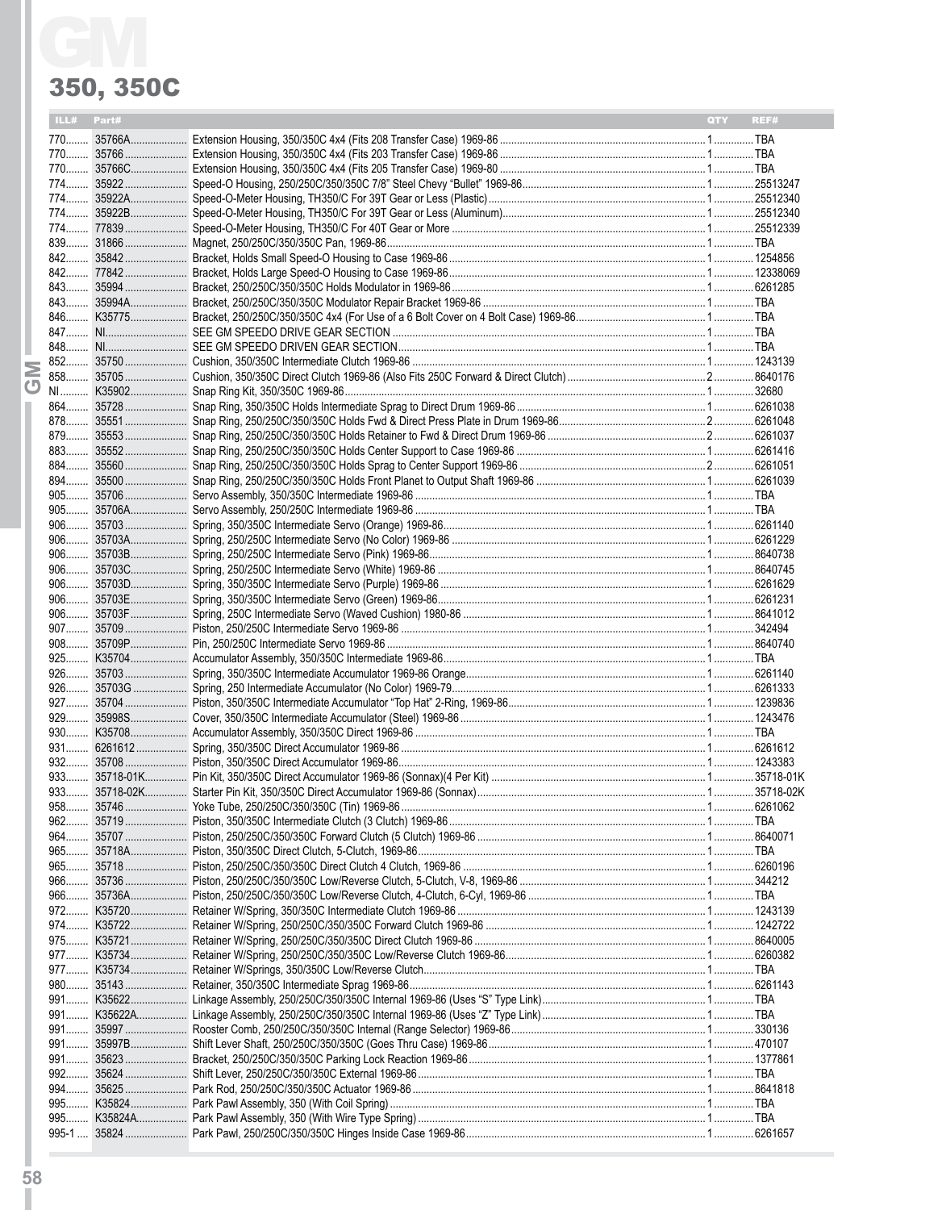# GM

## 350, 350C

| ILL# | Part# | | QTY | REF# |
|---|---|---|---|---|
| 770 | 35766A | Extension Housing, 350/350C 4x4 (Fits 208 Transfer Case) 1969-86 | 1 | TBA |
| 770 | 35766 | Extension Housing, 350/350C 4x4 (Fits 203 Transfer Case) 1969-86 | 1 | TBA |
| 770 | 35766C | Extension Housing, 350/350C 4x4 (Fits 205 Transfer Case) 1969-80 | 1 | TBA |
| 774 | 35922 | Speed-O Housing, 250/250C/350/350C 7/8" Steel Chevy "Bullet" 1969-86 | 1 | 25513247 |
| 774 | 35922A | Speed-O-Meter Housing, TH350/C For 39T Gear or Less (Plastic) | 1 | 25512340 |
| 774 | 35922B | Speed-O-Meter Housing, TH350/C For 39T Gear or Less (Aluminum) | 1 | 25512340 |
| 774 | 77839 | Speed-O-Meter Housing, TH350/C For 40T Gear or More | 1 | 25512339 |
| 839 | 31866 | Magnet, 250/250C/350/350C Pan, 1969-86 | 1 | TBA |
| 842 | 35842 | Bracket, Holds Small Speed-O Housing to Case 1969-86 | 1 | 1254856 |
| 842 | 77842 | Bracket, Holds Large Speed-O Housing to Case 1969-86 | 1 | 12338069 |
| 843 | 35994 | Bracket, 250/250C/350/350C Holds Modulator in 1969-86 | 1 | 6261285 |
| 843 | 35994A | Bracket, 250/250C/350/350C Modulator Repair Bracket 1969-86 | 1 | TBA |
| 846 | K35775 | Bracket, 250/250C/350/350C 4x4 (For Use of a 6 Bolt Cover on 4 Bolt Case) 1969-86 | 1 | TBA |
| 847 | NI | SEE GM SPEEDO DRIVE GEAR SECTION | 1 | TBA |
| 848 | NI | SEE GM SPEEDO DRIVEN GEAR SECTION | 1 | TBA |
| 852 | 35750 | Cushion, 350/350C Intermediate Clutch 1969-86 | 1 | 1243139 |
| 858 | 35705 | Cushion, 350/350C Direct Clutch 1969-86 (Also Fits 250C Forward & Direct Clutch) | 2 | 8640176 |
| NI | K35902 | Snap Ring Kit, 350/350C 1969-86 | 1 | 32680 |
| 864 | 35728 | Snap Ring, 350/350C Holds Intermediate Sprag to Direct Drum 1969-86 | 1 | 6261038 |
| 878 | 35551 | Snap Ring, 250/250C/350/350C Holds Fwd & Direct Press Plate in Drum 1969-86 | 2 | 6261048 |
| 879 | 35553 | Snap Ring, 250/250C/350/350C Holds Retainer to Fwd & Direct Drum 1969-86 | 2 | 6261037 |
| 883 | 35552 | Snap Ring, 250/250C/350/350C Holds Center Support to Case 1969-86 | 1 | 6261416 |
| 884 | 35560 | Snap Ring, 250/250C/350/350C Holds Sprag to Center Support 1969-86 | 2 | 6261051 |
| 894 | 35500 | Snap Ring, 250/250C/350/350C Holds Front Planet to Output Shaft 1969-86 | 1 | 6261039 |
| 905 | 35706 | Servo Assembly, 350/350C Intermediate 1969-86 | 1 | TBA |
| 905 | 35706A | Servo Assembly, 250/250C Intermediate 1969-86 | 1 | TBA |
| 906 | 35703 | Spring, 350/350C Intermediate Servo (Orange) 1969-86 | 1 | 6261140 |
| 906 | 35703A | Spring, 250/250C Intermediate Servo (No Color) 1969-86 | 1 | 6261229 |
| 906 | 35703B | Spring, 250/250C Intermediate Servo (Pink) 1969-86 | 1 | 8640738 |
| 906 | 35703C | Spring, 250/250C Intermediate Servo (White) 1969-86 | 1 | 8640745 |
| 906 | 35703D | Spring, 350/350C Intermediate Servo (Purple) 1969-86 | 1 | 6261629 |
| 906 | 35703E | Spring, 350/350C Intermediate Servo (Green) 1969-86 | 1 | 6261231 |
| 906 | 35703F | Spring, 250C Intermediate Servo (Waved Cushion) 1980-86 | 1 | 8641012 |
| 907 | 35709 | Piston, 250/250C Intermediate Servo 1969-86 | 1 | 342494 |
| 908 | 35709P | Pin, 250/250C Intermediate Servo 1969-86 | 1 | 8640740 |
| 925 | K35704 | Accumulator Assembly, 350/350C Intermediate 1969-86 | 1 | TBA |
| 926 | 35703 | Spring, 350/350C Intermediate Accumulator 1969-86 Orange | 1 | 6261140 |
| 926 | 35703G | Spring, 250 Intermediate Accumulator (No Color) 1969-79 | 1 | 6261333 |
| 927 | 35704 | Piston, 350/350C Intermediate Accumulator "Top Hat" 2-Ring, 1969-86 | 1 | 1239836 |
| 929 | 35998S | Cover, 350/350C Intermediate Accumulator (Steel) 1969-86 | 1 | 1243476 |
| 930 | K35708 | Accumulator Assembly, 350/350C Direct 1969-86 | 1 | TBA |
| 931 | 6261612 | Spring, 350/350C Direct Accumulator 1969-86 | 1 | 6261612 |
| 932 | 35708 | Piston, 350/350C Direct Accumulator 1969-86 | 1 | 1243383 |
| 933 | 35718-01K | Pin Kit, 350/350C Direct Accumulator 1969-86 (Sonnax)(4 Per Kit) | 1 | 35718-01K |
| 933 | 35718-02K | Starter Pin Kit, 350/350C Direct Accumulator 1969-86 (Sonnax) | 1 | 35718-02K |
| 958 | 35746 | Yoke Tube, 250/250C/350/350C (Tin) 1969-86 | 1 | 6261062 |
| 962 | 35719 | Piston, 350/350C Intermediate Clutch (3 Clutch) 1969-86 | 1 | TBA |
| 964 | 35707 | Piston, 250/250C/350/350C Forward Clutch (5 Clutch) 1969-86 | 1 | 8640071 |
| 965 | 35718A | Piston, 350/350C Direct Clutch, 5-Clutch, 1969-86 | 1 | TBA |
| 965 | 35718 | Piston, 250/250C/350/350C Direct Clutch 4 Clutch, 1969-86 | 1 | 6260196 |
| 966 | 35736 | Piston, 250/250C/350/350C Low/Reverse Clutch, 5-Clutch, V-8, 1969-86 | 1 | 344212 |
| 966 | 35736A | Piston, 250/250C/350/350C Low/Reverse Clutch, 4-Clutch, 6-Cyl, 1969-86 | 1 | TBA |
| 972 | K35720 | Retainer W/Spring, 350/350C Intermediate Clutch 1969-86 | 1 | 1243139 |
| 974 | K35722 | Retainer W/Spring, 250/250C/350/350C Forward Clutch 1969-86 | 1 | 1242722 |
| 975 | K35721 | Retainer W/Spring, 250/250C/350/350C Direct Clutch 1969-86 | 1 | 8640005 |
| 977 | K35734 | Retainer W/Spring, 250/250C/350/350C Low/Reverse Clutch 1969-86 | 1 | 6260382 |
| 977 | K35734 | Retainer W/Springs, 350/350C Low/Reverse Clutch | 1 | TBA |
| 980 | 35143 | Retainer, 350/350C Intermediate Sprag 1969-86 | 1 | 6261143 |
| 991 | K35622 | Linkage Assembly, 250/250C/350/350C Internal 1969-86 (Uses "S" Type Link) | 1 | TBA |
| 991 | K35622A | Linkage Assembly, 250/250C/350/350C Internal 1969-86 (Uses "Z" Type Link) | 1 | TBA |
| 991 | 35997 | Rooster Comb, 250/250C/350/350C Internal (Range Selector) 1969-86 | 1 | 330136 |
| 991 | 35997B | Shift Lever Shaft, 250/250C/350/350C (Goes Thru Case) 1969-86 | 1 | 470107 |
| 991 | 35623 | Bracket, 250/250C/350/350C Parking Lock Reaction 1969-86 | 1 | 1377861 |
| 992 | 35624 | Shift Lever, 250/250C/350/350C External 1969-86 | 1 | TBA |
| 994 | 35625 | Park Rod, 250/250C/350/350C Actuator 1969-86 | 1 | 8641818 |
| 995 | K35824 | Park Pawl Assembly, 350 (With Coil Spring) | 1 | TBA |
| 995 | K35824A | Park Pawl Assembly, 350 (With Wire Type Spring) | 1 | TBA |
| 995-1 | 35824 | Park Pawl, 250/250C/350/350C Hinges Inside Case 1969-86 | 1 | 6261657 |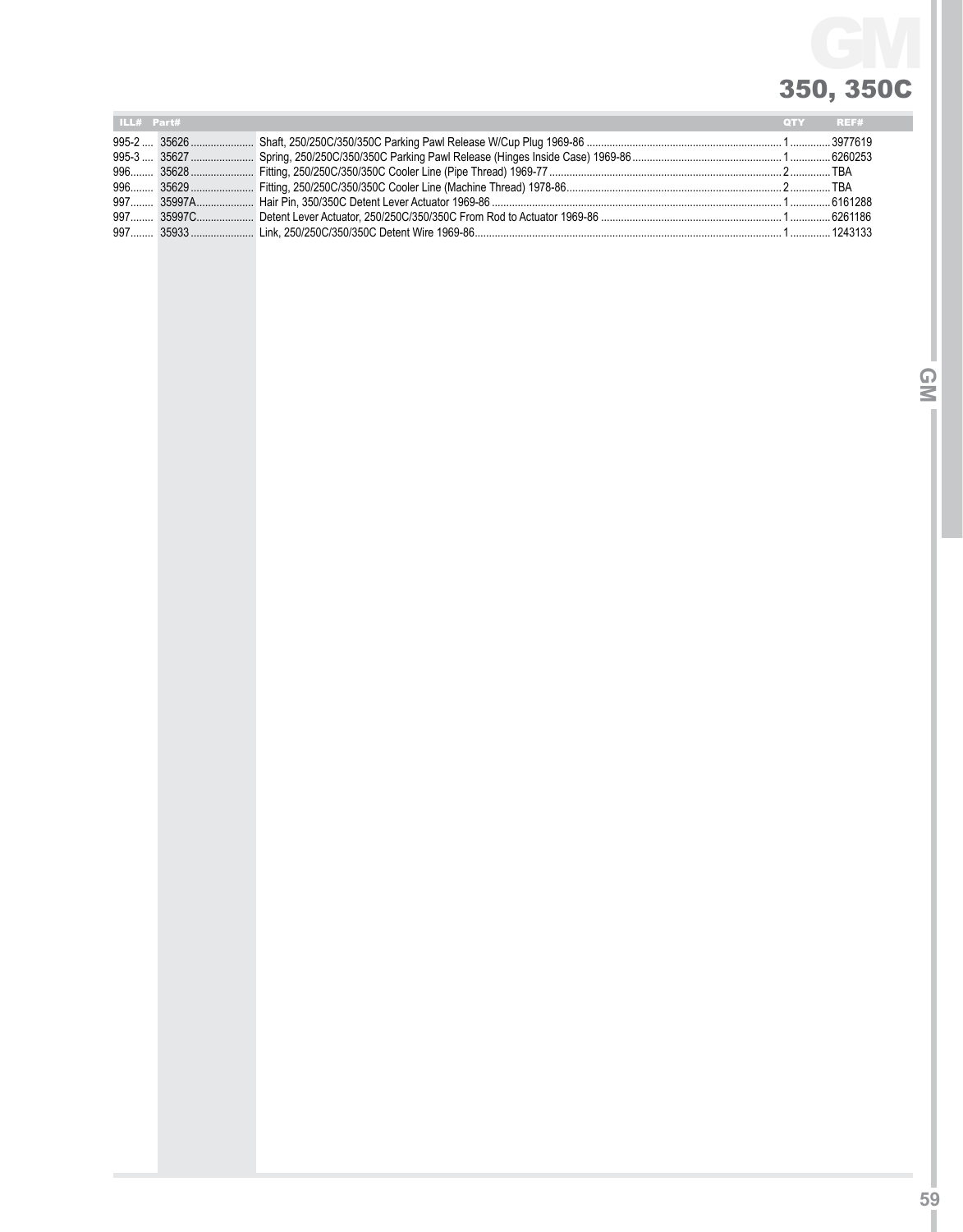# GM

## 350, 350C

| ILL# | Part# | | QTY | REF# |
|---|---|---|---|---|
| 995-2 | 35626 | Shaft, 250/250C/350/350C Parking Pawl Release W/Cup Plug 1969-86 | 1 | 3977619 |
| 995-3 | 35627 | Spring, 250/250C/350/350C Parking Pawl Release (Hinges Inside Case) 1969-86 | 1 | 6260253 |
| 996 | 35628 | Fitting, 250/250C/350/350C Cooler Line (Pipe Thread) 1969-77 | 2 | TBA |
| 996 | 35629 | Fitting, 250/250C/350/350C Cooler Line (Machine Thread) 1978-86 | 2 | TBA |
| 997 | 35997A | Hair Pin, 350/350C Detent Lever Actuator 1969-86 | 1 | 6161288 |
| 997 | 35997C | Detent Lever Actuator, 250/250C/350/350C From Rod to Actuator 1969-86 | 1 | 6261186 |
| 997 | 35933 | Link, 250/250C/350/350C Detent Wire 1969-86 | 1 | 1243133 |